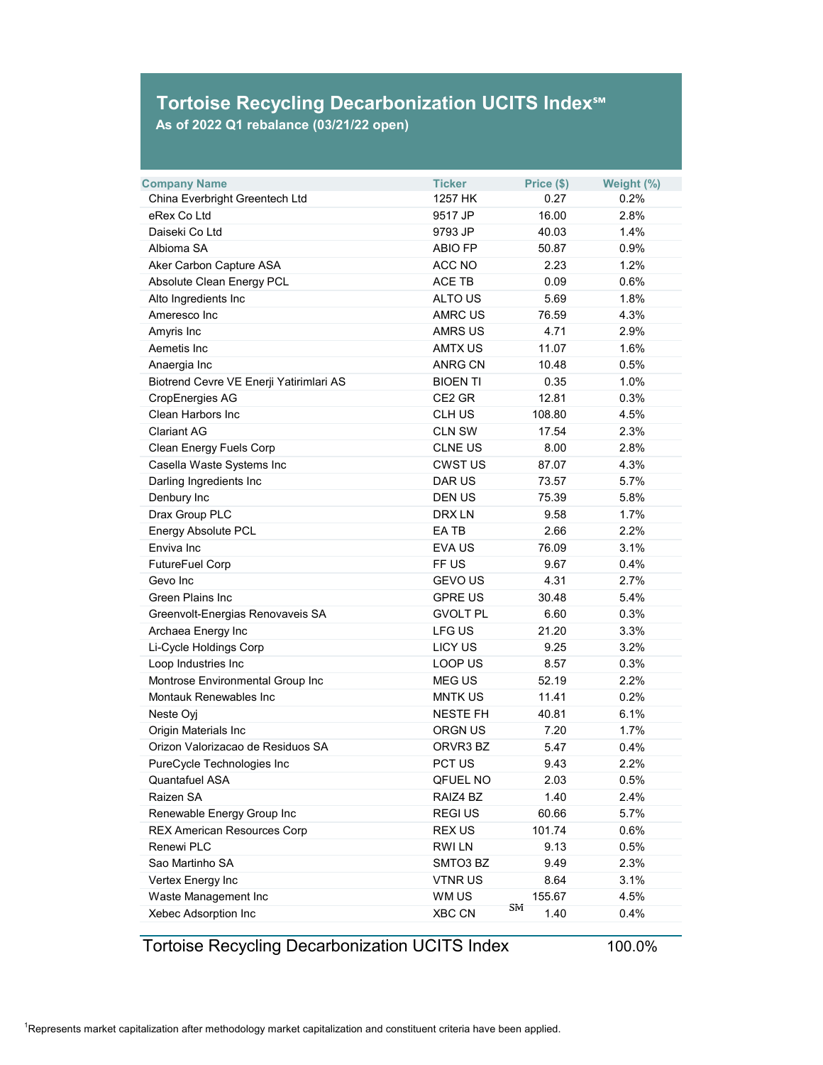# Tortoise Recycling Decarbonization UCITS Index℠

**As of 2022 Q1 rebalance (03/21/22 open)**

| Company Name | Ticker | Price ($) | Weight (%) |
|---|---|---|---|
| China Everbright Greentech Ltd | 1257 HK | 0.27 | 0.2% |
| eRex Co Ltd | 9517 JP | 16.00 | 2.8% |
| Daiseki Co Ltd | 9793 JP | 40.03 | 1.4% |
| Albioma SA | ABIO FP | 50.87 | 0.9% |
| Aker Carbon Capture ASA | ACC NO | 2.23 | 1.2% |
| Absolute Clean Energy PCL | ACE TB | 0.09 | 0.6% |
| Alto Ingredients Inc | ALTO US | 5.69 | 1.8% |
| Ameresco Inc | AMRC US | 76.59 | 4.3% |
| Amyris Inc | AMRS US | 4.71 | 2.9% |
| Aemetis Inc | AMTX US | 11.07 | 1.6% |
| Anaergia Inc | ANRG CN | 10.48 | 0.5% |
| Biotrend Cevre VE Enerji Yatirimlari AS | BIOEN TI | 0.35 | 1.0% |
| CropEnergies AG | CE2 GR | 12.81 | 0.3% |
| Clean Harbors Inc | CLH US | 108.80 | 4.5% |
| Clariant AG | CLN SW | 17.54 | 2.3% |
| Clean Energy Fuels Corp | CLNE US | 8.00 | 2.8% |
| Casella Waste Systems Inc | CWST US | 87.07 | 4.3% |
| Darling Ingredients Inc | DAR US | 73.57 | 5.7% |
| Denbury Inc | DEN US | 75.39 | 5.8% |
| Drax Group PLC | DRX LN | 9.58 | 1.7% |
| Energy Absolute PCL | EA TB | 2.66 | 2.2% |
| Enviva Inc | EVA US | 76.09 | 3.1% |
| FutureFuel Corp | FF US | 9.67 | 0.4% |
| Gevo Inc | GEVO US | 4.31 | 2.7% |
| Green Plains Inc | GPRE US | 30.48 | 5.4% |
| Greenvolt-Energias Renovaveis SA | GVOLT PL | 6.60 | 0.3% |
| Archaea Energy Inc | LFG US | 21.20 | 3.3% |
| Li-Cycle Holdings Corp | LICY US | 9.25 | 3.2% |
| Loop Industries Inc | LOOP US | 8.57 | 0.3% |
| Montrose Environmental Group Inc | MEG US | 52.19 | 2.2% |
| Montauk Renewables Inc | MNTK US | 11.41 | 0.2% |
| Neste Oyj | NESTE FH | 40.81 | 6.1% |
| Origin Materials Inc | ORGN US | 7.20 | 1.7% |
| Orizon Valorizacao de Residuos SA | ORVR3 BZ | 5.47 | 0.4% |
| PureCycle Technologies Inc | PCT US | 9.43 | 2.2% |
| Quantafuel ASA | QFUEL NO | 2.03 | 0.5% |
| Raizen SA | RAIZ4 BZ | 1.40 | 2.4% |
| Renewable Energy Group Inc | REGI US | 60.66 | 5.7% |
| REX American Resources Corp | REX US | 101.74 | 0.6% |
| Renewi PLC | RWI LN | 9.13 | 0.5% |
| Sao Martinho SA | SMTO3 BZ | 9.49 | 2.3% |
| Vertex Energy Inc | VTNR US | 8.64 | 3.1% |
| Waste Management Inc | WM US | 155.67 | 4.5% |
| Xebec Adsorption Inc | XBC CN | 1.40 | 0.4% |
| **Tortoise Recycling Decarbonization UCITS Index** | | | **100.0%** |

[1]Represents market capitalization after methodology market capitalization and constituent criteria have been applied.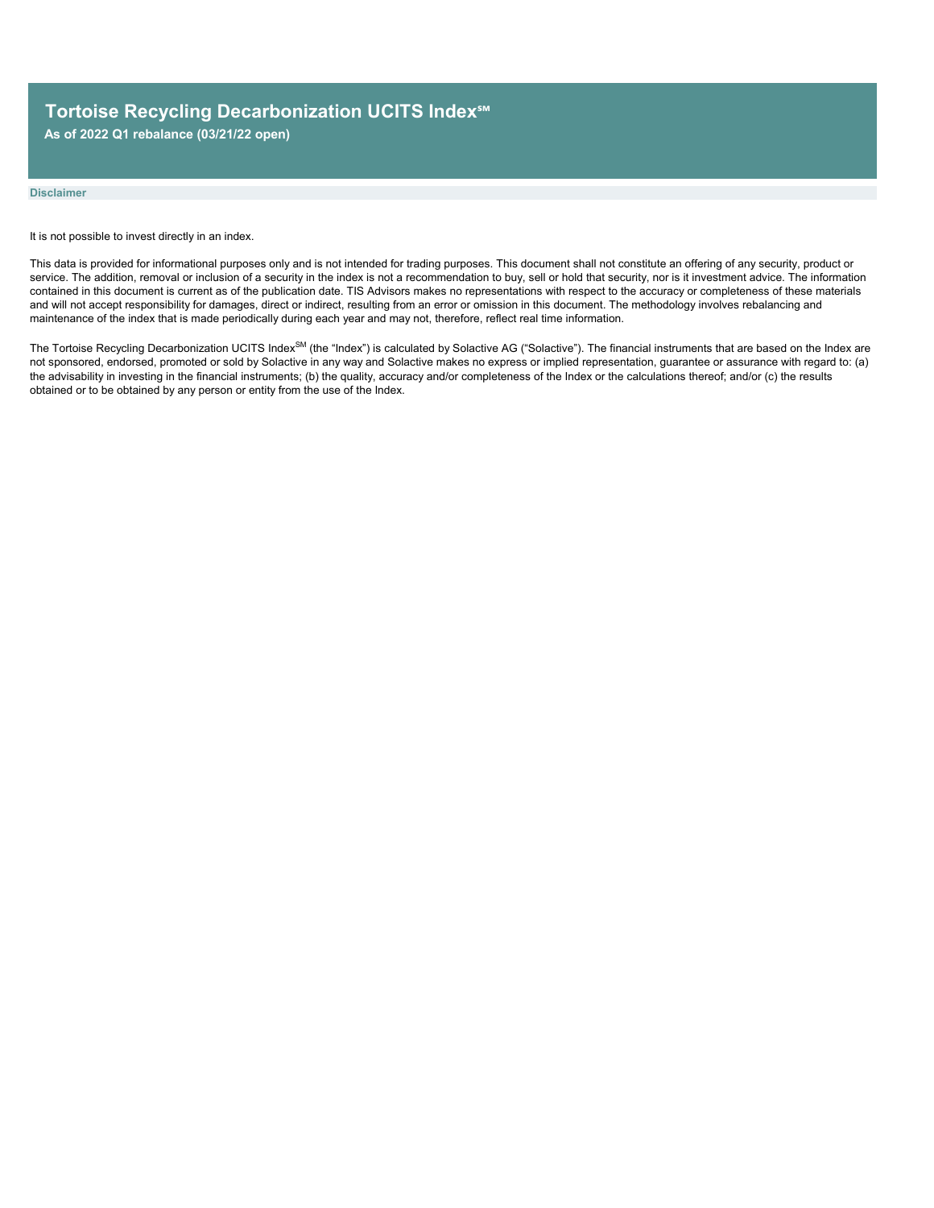# Tortoise Recycling Decarbonization UCITS Index℠

**As of 2022 Q1 rebalance (03/21/22 open)**

**Disclaimer**

It is not possible to invest directly in an index.

This data is provided for informational purposes only and is not intended for trading purposes. This document shall not constitute an offering of any security, product or service. The addition, removal or inclusion of a security in the index is not a recommendation to buy, sell or hold that security, nor is it investment advice. The information contained in this document is current as of the publication date. TIS Advisors makes no representations with respect to the accuracy or completeness of these materials and will not accept responsibility for damages, direct or indirect, resulting from an error or omission in this document. The methodology involves rebalancing and maintenance of the index that is made periodically during each year and may not, therefore, reflect real time information.

The Tortoise Recycling Decarbonization UCITS Index℠ (the "Index") is calculated by Solactive AG ("Solactive"). The financial instruments that are based on the Index are not sponsored, endorsed, promoted or sold by Solactive in any way and Solactive makes no express or implied representation, guarantee or assurance with regard to: (a) the advisability in investing in the financial instruments; (b) the quality, accuracy and/or completeness of the Index or the calculations thereof; and/or (c) the results obtained or to be obtained by any person or entity from the use of the Index.